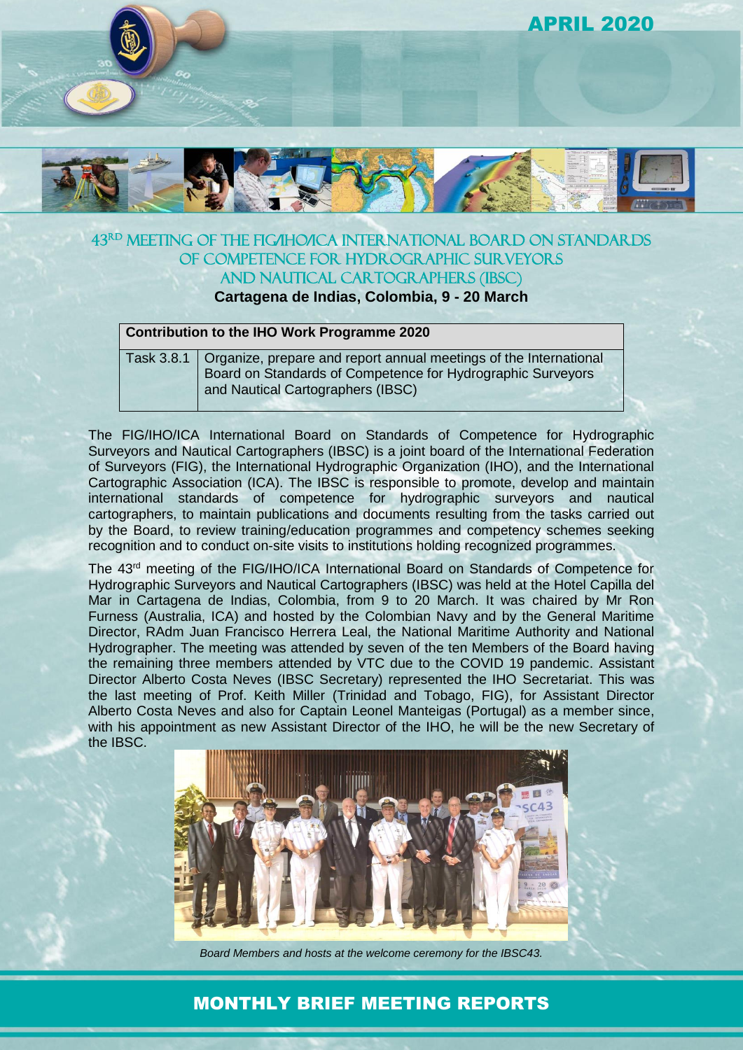# 43[RD] MEETING OF THE FIG/IHO/ICA INTERNATIONAL BOARD ON STANDARDS OF COMPETENCE FOR HYDROGRAPHIC SURVEYORS AND NAUTICAL CARTOGRAPHERS (IBSC)

**Cartagena de Indias, Colombia, 9 - 20 March**

| Contribution to the IHO Work Programme 2020 | |
|---|---|
| Task 3.8.1 | Organize, prepare and report annual meetings of the International Board on Standards of Competence for Hydrographic Surveyors and Nautical Cartographers (IBSC) |

The FIG/IHO/ICA International Board on Standards of Competence for Hydrographic Surveyors and Nautical Cartographers (IBSC) is a joint board of the International Federation of Surveyors (FIG), the International Hydrographic Organization (IHO), and the International Cartographic Association (ICA). The IBSC is responsible to promote, develop and maintain international standards of competence for hydrographic surveyors and nautical cartographers, to maintain publications and documents resulting from the tasks carried out by the Board, to review training/education programmes and competency schemes seeking recognition and to conduct on-site visits to institutions holding recognized programmes.

The 43rd meeting of the FIG/IHO/ICA International Board on Standards of Competence for Hydrographic Surveyors and Nautical Cartographers (IBSC) was held at the Hotel Capilla del Mar in Cartagena de Indias, Colombia, from 9 to 20 March. It was chaired by Mr Ron Furness (Australia, ICA) and hosted by the Colombian Navy and by the General Maritime Director, RAdm Juan Francisco Herrera Leal, the National Maritime Authority and National Hydrographer. The meeting was attended by seven of the ten Members of the Board having the remaining three members attended by VTC due to the COVID 19 pandemic. Assistant Director Alberto Costa Neves (IBSC Secretary) represented the IHO Secretariat. This was the last meeting of Prof. Keith Miller (Trinidad and Tobago, FIG), for Assistant Director Alberto Costa Neves and also for Captain Leonel Manteigas (Portugal) as a member since, with his appointment as new Assistant Director of the IHO, he will be the new Secretary of the IBSC.

*Board Members and hosts at the welcome ceremony for the IBSC43.*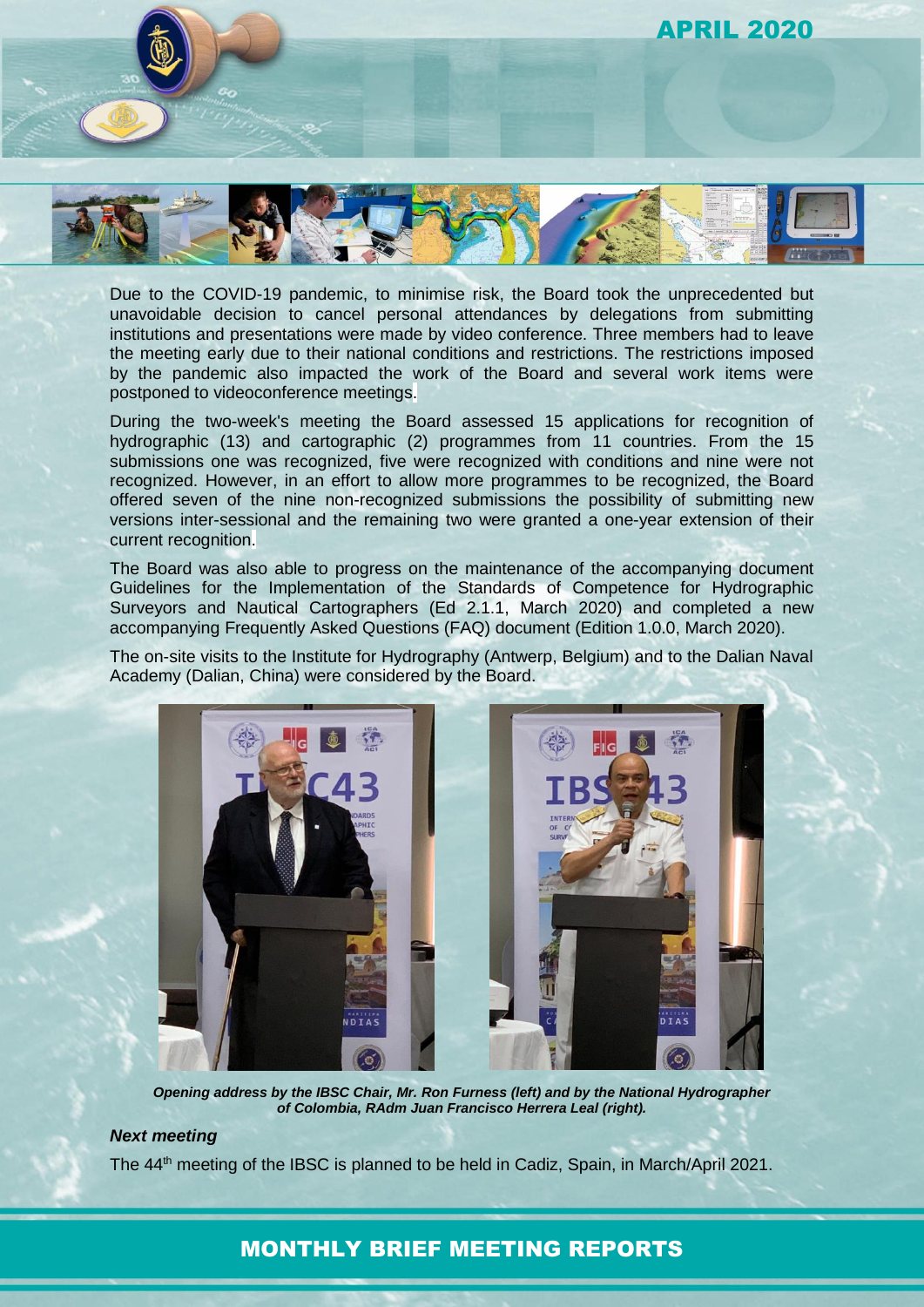Due to the COVID-19 pandemic, to minimise risk, the Board took the unprecedented but unavoidable decision to cancel personal attendances by delegations from submitting institutions and presentations were made by video conference. Three members had to leave the meeting early due to their national conditions and restrictions. The restrictions imposed by the pandemic also impacted the work of the Board and several work items were postponed to videoconference meetings.

During the two-week's meeting the Board assessed 15 applications for recognition of hydrographic (13) and cartographic (2) programmes from 11 countries. From the 15 submissions one was recognized, five were recognized with conditions and nine were not recognized. However, in an effort to allow more programmes to be recognized, the Board offered seven of the nine non-recognized submissions the possibility of submitting new versions inter-sessional and the remaining two were granted a one-year extension of their current recognition.

The Board was also able to progress on the maintenance of the accompanying document Guidelines for the Implementation of the Standards of Competence for Hydrographic Surveyors and Nautical Cartographers (Ed 2.1.1, March 2020) and completed a new accompanying Frequently Asked Questions (FAQ) document (Edition 1.0.0, March 2020).

The on-site visits to the Institute for Hydrography (Antwerp, Belgium) and to the Dalian Naval Academy (Dalian, China) were considered by the Board.

***Opening address by the IBSC Chair, Mr. Ron Furness (left) and by the National Hydrographer of Colombia, RAdm Juan Francisco Herrera Leal (right).***

***Next meeting***

The 44th meeting of the IBSC is planned to be held in Cadiz, Spain, in March/April 2021.